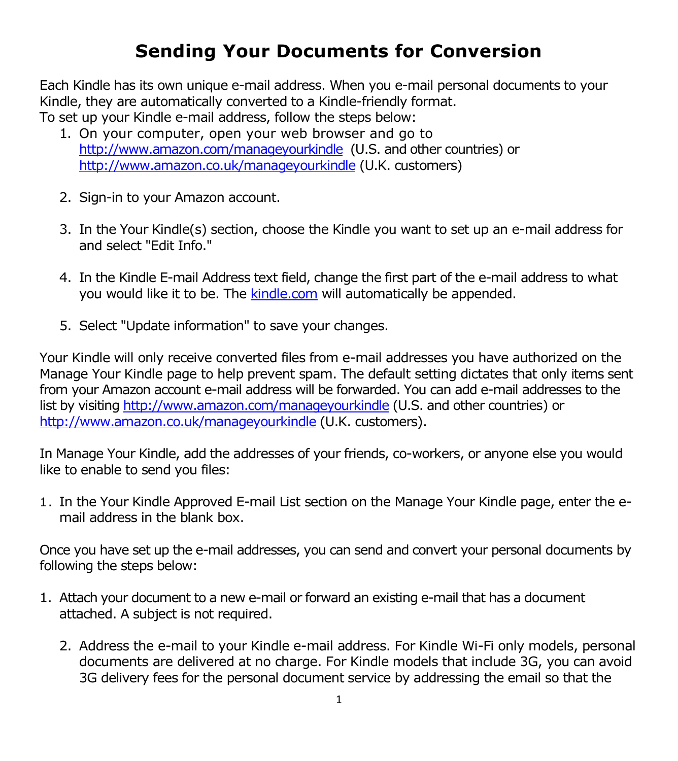# Sending Your Documents for Conversion

Each Kindle has its own unique e-mail address. When you e-mail personal documents to your Kindle, they are automatically converted to a Kindle-friendly format.
To set up your Kindle e-mail address, follow the steps below:

1. On your computer, open your web browser and go to http://www.amazon.com/manageyourkindle (U.S. and other countries) or http://www.amazon.co.uk/manageyourkindle (U.K. customers)

2. Sign-in to your Amazon account.

3. In the Your Kindle(s) section, choose the Kindle you want to set up an e-mail address for and select "Edit Info."

4. In the Kindle E-mail Address text field, change the first part of the e-mail address to what you would like it to be. The kindle.com will automatically be appended.

5. Select "Update information" to save your changes.

Your Kindle will only receive converted files from e-mail addresses you have authorized on the Manage Your Kindle page to help prevent spam. The default setting dictates that only items sent from your Amazon account e-mail address will be forwarded. You can add e-mail addresses to the list by visiting http://www.amazon.com/manageyourkindle (U.S. and other countries) or http://www.amazon.co.uk/manageyourkindle (U.K. customers).

In Manage Your Kindle, add the addresses of your friends, co-workers, or anyone else you would like to enable to send you files:

1. In the Your Kindle Approved E-mail List section on the Manage Your Kindle page, enter the e-mail address in the blank box.

Once you have set up the e-mail addresses, you can send and convert your personal documents by following the steps below:

1. Attach your document to a new e-mail or forward an existing e-mail that has a document attached. A subject is not required.

2. Address the e-mail to your Kindle e-mail address. For Kindle Wi-Fi only models, personal documents are delivered at no charge. For Kindle models that include 3G, you can avoid 3G delivery fees for the personal document service by addressing the email so that the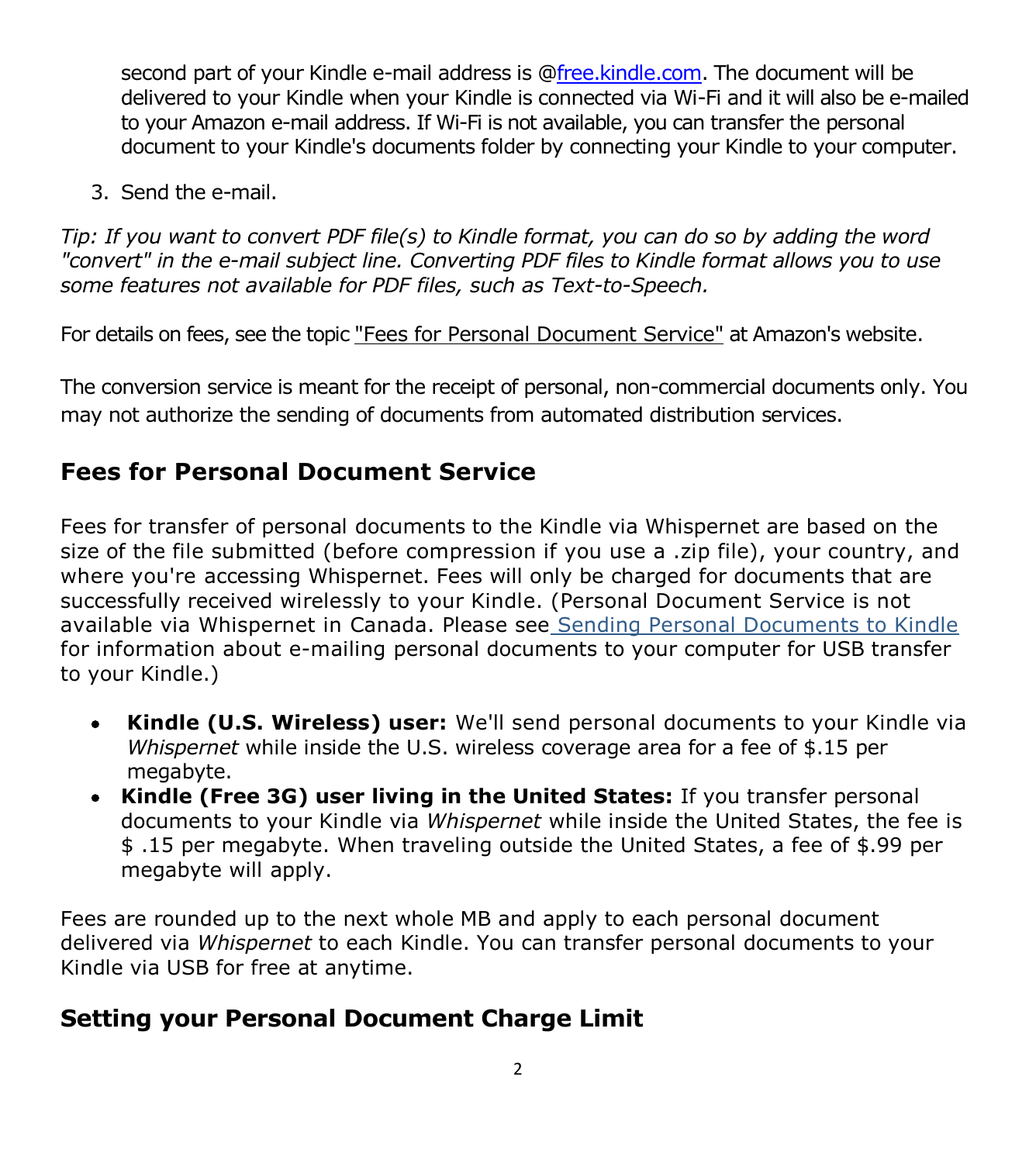second part of your Kindle e-mail address is @free.kindle.com. The document will be delivered to your Kindle when your Kindle is connected via Wi-Fi and it will also be e-mailed to your Amazon e-mail address. If Wi-Fi is not available, you can transfer the personal document to your Kindle's documents folder by connecting your Kindle to your computer.

3. Send the e-mail.

*Tip: If you want to convert PDF file(s) to Kindle format, you can do so by adding the word "convert" in the e-mail subject line. Converting PDF files to Kindle format allows you to use some features not available for PDF files, such as Text-to-Speech.*

For details on fees, see the topic "Fees for Personal Document Service" at Amazon's website.

The conversion service is meant for the receipt of personal, non-commercial documents only. You may not authorize the sending of documents from automated distribution services.

## Fees for Personal Document Service

Fees for transfer of personal documents to the Kindle via Whispernet are based on the size of the file submitted (before compression if you use a .zip file), your country, and where you're accessing Whispernet. Fees will only be charged for documents that are successfully received wirelessly to your Kindle. (Personal Document Service is not available via Whispernet in Canada. Please see Sending Personal Documents to Kindle for information about e-mailing personal documents to your computer for USB transfer to your Kindle.)

- **Kindle (U.S. Wireless) user:** We'll send personal documents to your Kindle via *Whispernet* while inside the U.S. wireless coverage area for a fee of $.15 per megabyte.
- **Kindle (Free 3G) user living in the United States:** If you transfer personal documents to your Kindle via *Whispernet* while inside the United States, the fee is $ .15 per megabyte. When traveling outside the United States, a fee of $.99 per megabyte will apply.

Fees are rounded up to the next whole MB and apply to each personal document delivered via *Whispernet* to each Kindle. You can transfer personal documents to your Kindle via USB for free at anytime.

## Setting your Personal Document Charge Limit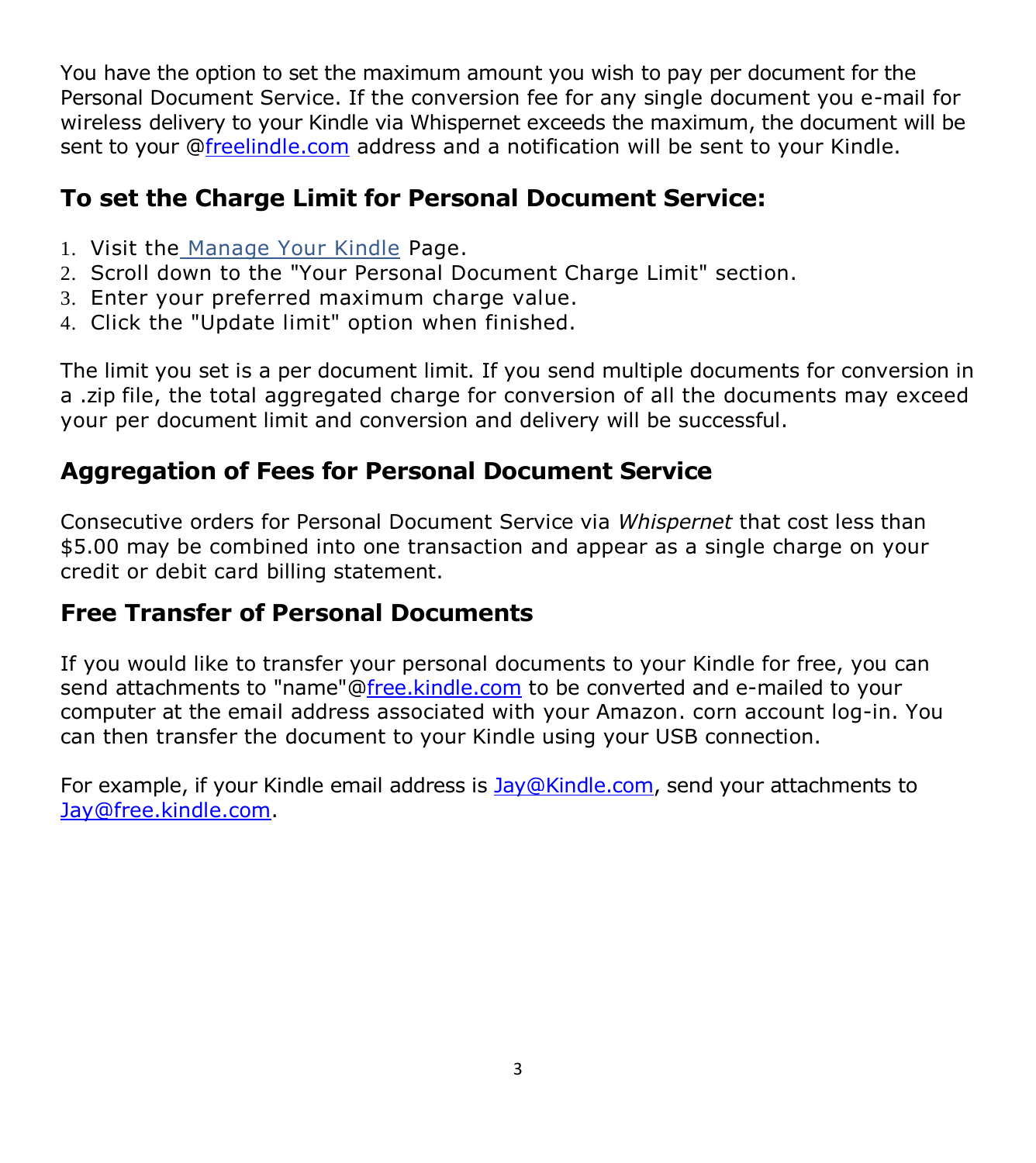You have the option to set the maximum amount you wish to pay per document for the Personal Document Service. If the conversion fee for any single document you e-mail for wireless delivery to your Kindle via Whispernet exceeds the maximum, the document will be sent to your @freelindle.com address and a notification will be sent to your Kindle.

## To set the Charge Limit for Personal Document Service:

1. Visit the Manage Your Kindle Page.
2. Scroll down to the "Your Personal Document Charge Limit" section.
3. Enter your preferred maximum charge value.
4. Click the "Update limit" option when finished.

The limit you set is a per document limit. If you send multiple documents for conversion in a .zip file, the total aggregated charge for conversion of all the documents may exceed your per document limit and conversion and delivery will be successful.

## Aggregation of Fees for Personal Document Service

Consecutive orders for Personal Document Service via *Whispernet* that cost less than $5.00 may be combined into one transaction and appear as a single charge on your credit or debit card billing statement.

## Free Transfer of Personal Documents

If you would like to transfer your personal documents to your Kindle for free, you can send attachments to "name"@free.kindle.com to be converted and e-mailed to your computer at the email address associated with your Amazon. corn account log-in. You can then transfer the document to your Kindle using your USB connection.

For example, if your Kindle email address is Jay@Kindle.com, send your attachments to Jay@free.kindle.com.